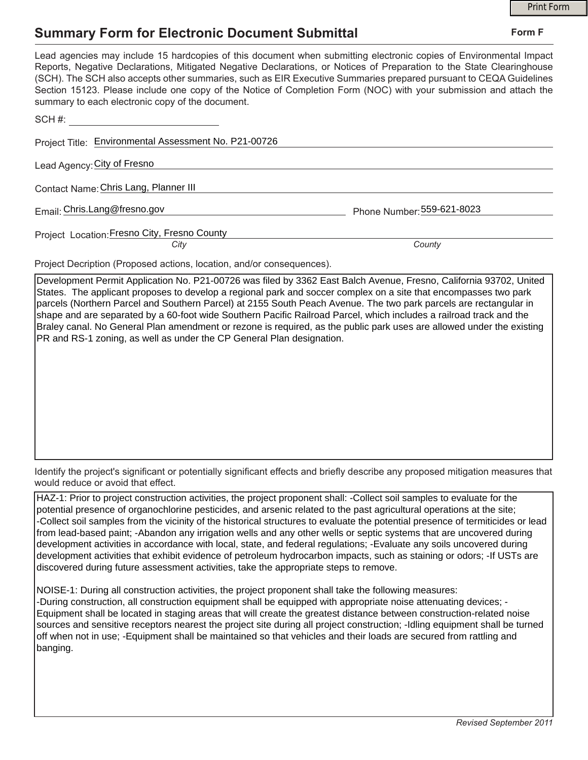# Summary Form for Electronic Document Submittal

**Form F**

Lead agencies may include 15 hardcopies of this document when submitting electronic copies of Environmental Impact Reports, Negative Declarations, Mitigated Negative Declarations, or Notices of Preparation to the State Clearinghouse (SCH). The SCH also accepts other summaries, such as EIR Executive Summaries prepared pursuant to CEQA Guidelines Section 15123. Please include one copy of the Notice of Completion Form (NOC) with your submission and attach the summary to each electronic copy of the document.

SCH #:

Project Title: Environmental Assessment No. P21-00726

Lead Agency: City of Fresno

Contact Name: Chris Lang, Planner III

Email: Chris.Lang@fresno.gov

Phone Number: 559-621-8023

Project Location: Fresno City, Fresno County
*City* *County*

Project Decription (Proposed actions, location, and/or consequences).

Development Permit Application No. P21-00726 was filed by 3362 East Balch Avenue, Fresno, California 93702, United States. The applicant proposes to develop a regional park and soccer complex on a site that encompasses two park parcels (Northern Parcel and Southern Parcel) at 2155 South Peach Avenue. The two park parcels are rectangular in shape and are separated by a 60-foot wide Southern Pacific Railroad Parcel, which includes a railroad track and the Braley canal. No General Plan amendment or rezone is required, as the public park uses are allowed under the existing PR and RS-1 zoning, as well as under the CP General Plan designation.

Identify the project's significant or potentially significant effects and briefly describe any proposed mitigation measures that would reduce or avoid that effect.

HAZ-1: Prior to project construction activities, the project proponent shall: -Collect soil samples to evaluate for the potential presence of organochlorine pesticides, and arsenic related to the past agricultural operations at the site; -Collect soil samples from the vicinity of the historical structures to evaluate the potential presence of termiticides or lead from lead-based paint; -Abandon any irrigation wells and any other wells or septic systems that are uncovered during development activities in accordance with local, state, and federal regulations; -Evaluate any soils uncovered during development activities that exhibit evidence of petroleum hydrocarbon impacts, such as staining or odors; -If USTs are discovered during future assessment activities, take the appropriate steps to remove.

NOISE-1: During all construction activities, the project proponent shall take the following measures:
-During construction, all construction equipment shall be equipped with appropriate noise attenuating devices; -Equipment shall be located in staging areas that will create the greatest distance between construction-related noise sources and sensitive receptors nearest the project site during all project construction; -Idling equipment shall be turned off when not in use; -Equipment shall be maintained so that vehicles and their loads are secured from rattling and banging.

*Revised September 2011*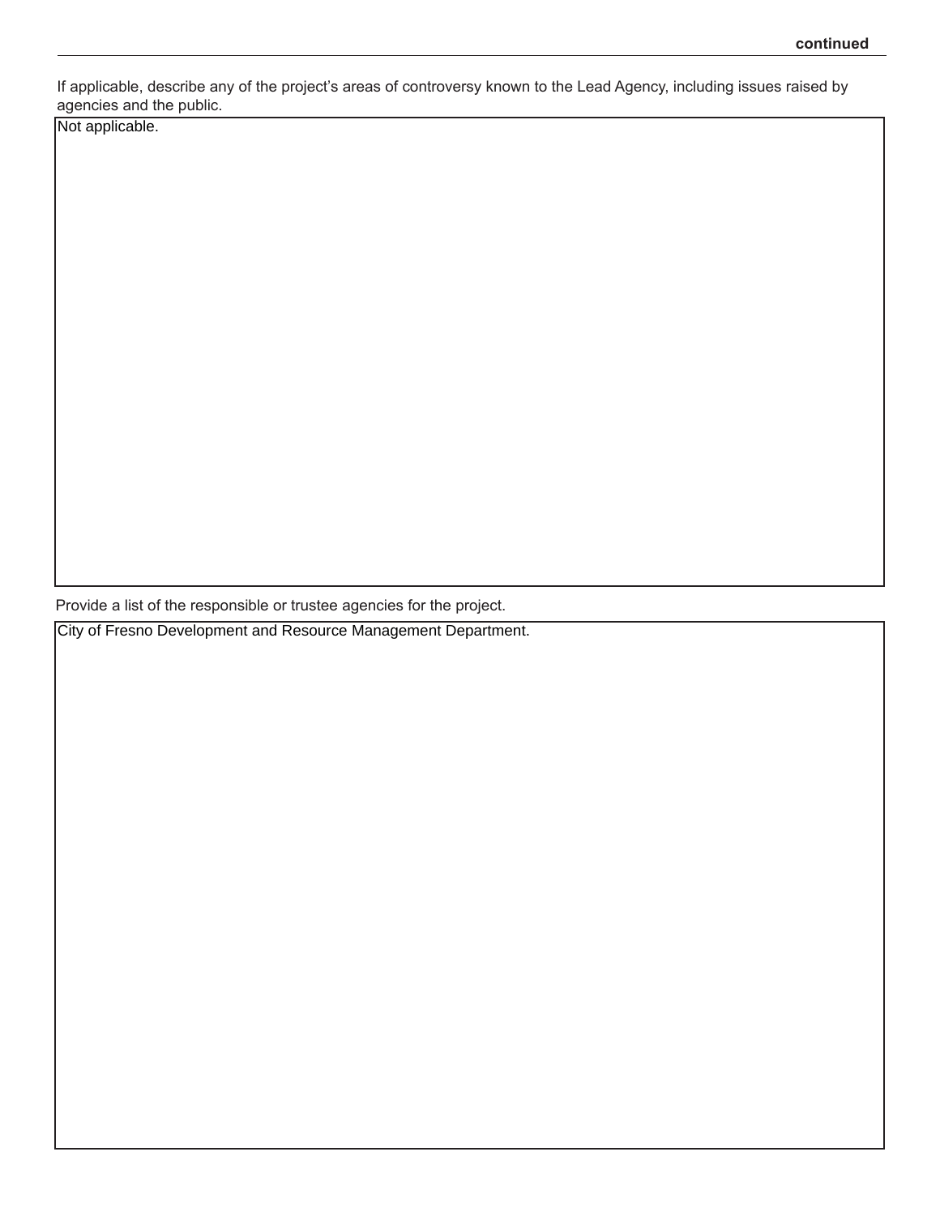continued

If applicable, describe any of the project's areas of controversy known to the Lead Agency, including issues raised by agencies and the public.

Not applicable.

Provide a list of the responsible or trustee agencies for the project.

City of Fresno Development and Resource Management Department.